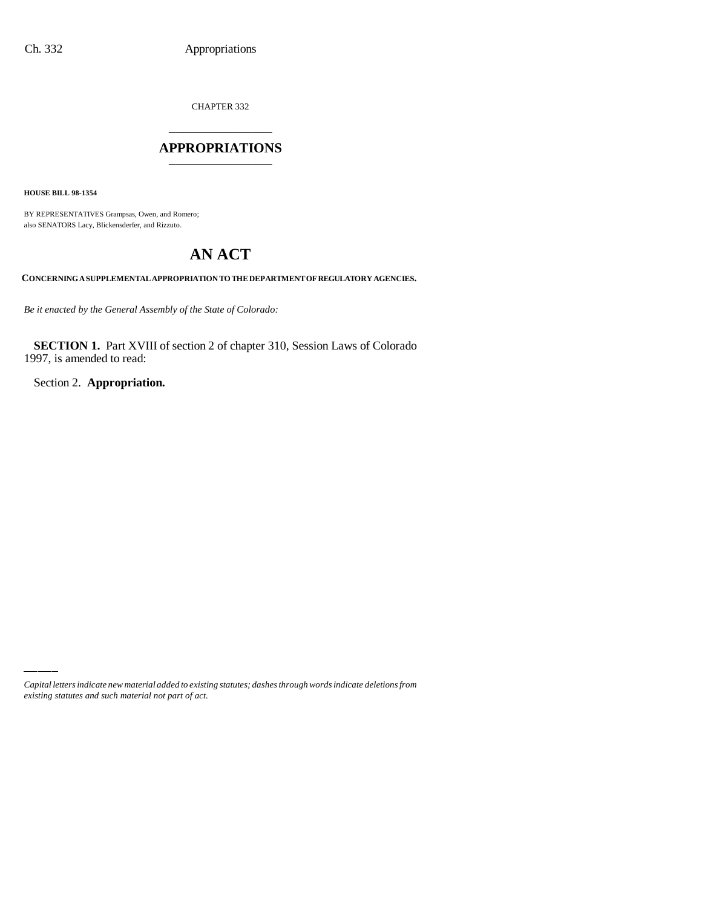CHAPTER 332

# APPROPRIATIONS

**HOUSE BILL 98-1354**

BY REPRESENTATIVES Grampsas, Owen, and Romero;
also SENATORS Lacy, Blickensderfer, and Rizzuto.

# AN ACT

**CONCERNING A SUPPLEMENTAL APPROPRIATION TO THE DEPARTMENT OF REGULATORY AGENCIES.**

*Be it enacted by the General Assembly of the State of Colorado:*

**SECTION 1.** Part XVIII of section 2 of chapter 310, Session Laws of Colorado 1997, is amended to read:

Section 2. **Appropriation.**

*Capital letters indicate new material added to existing statutes; dashes through words indicate deletions from existing statutes and such material not part of act.*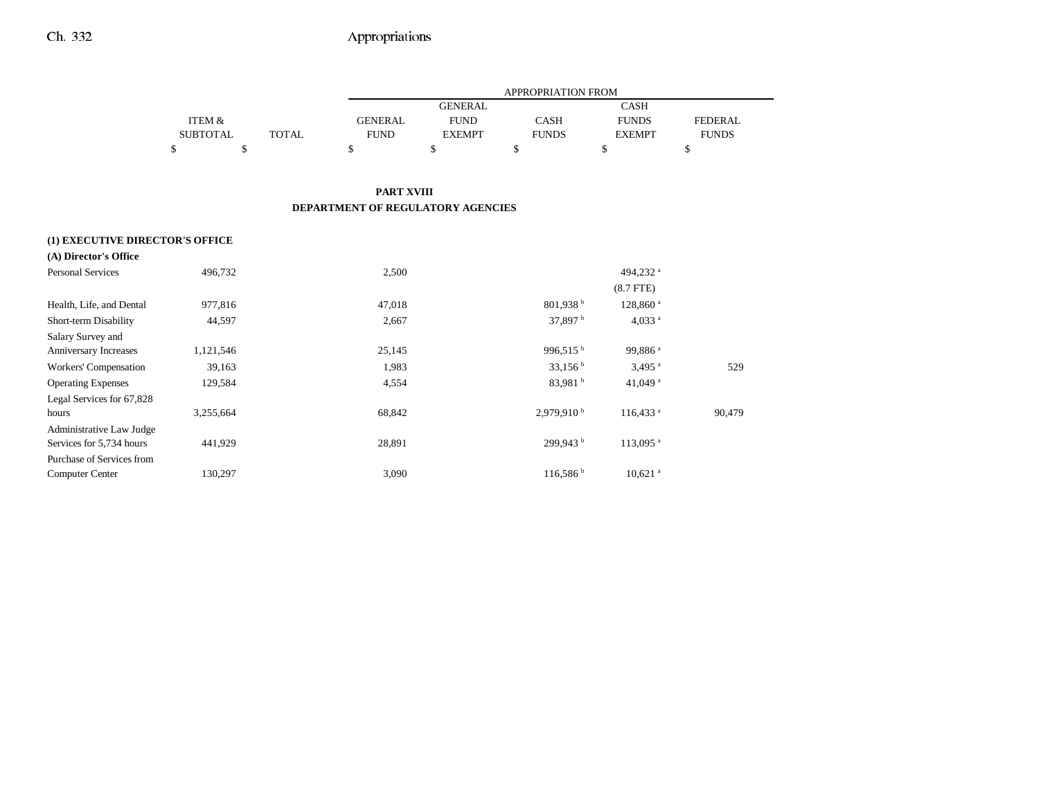| | ITEM & SUBTOTAL | TOTAL | GENERAL FUND | GENERAL FUND EXEMPT | CASH FUNDS | CASH FUNDS EXEMPT | FEDERAL FUNDS |
|---|---|---|---|---|---|---|---|
| | $ | $ | $ | $ | $ | $ | $ |

## PART XVIII
## DEPARTMENT OF REGULATORY AGENCIES

**(1) EXECUTIVE DIRECTOR'S OFFICE**

**(A) Director's Office**

| | ITEM & SUBTOTAL | TOTAL | GENERAL FUND | GENERAL FUND EXEMPT | CASH FUNDS | CASH FUNDS EXEMPT | FEDERAL FUNDS |
|---|---|---|---|---|---|---|---|
| Personal Services | 496,732 | | 2,500 | | | 494,232 [a] (8.7 FTE) | |
| Health, Life, and Dental | 977,816 | | 47,018 | | 801,938 [b] | 128,860 [a] | |
| Short-term Disability | 44,597 | | 2,667 | | 37,897 [b] | 4,033 [a] | |
| Salary Survey and Anniversary Increases | 1,121,546 | | 25,145 | | 996,515 [b] | 99,886 [a] | |
| Workers' Compensation | 39,163 | | 1,983 | | 33,156 [b] | 3,495 [a] | 529 |
| Operating Expenses | 129,584 | | 4,554 | | 83,981 [b] | 41,049 [a] | |
| Legal Services for 67,828 hours | 3,255,664 | | 68,842 | | 2,979,910 [b] | 116,433 [a] | 90,479 |
| Administrative Law Judge Services for 5,734 hours | 441,929 | | 28,891 | | 299,943 [b] | 113,095 [a] | |
| Purchase of Services from Computer Center | 130,297 | | 3,090 | | 116,586 [b] | 10,621 [a] | |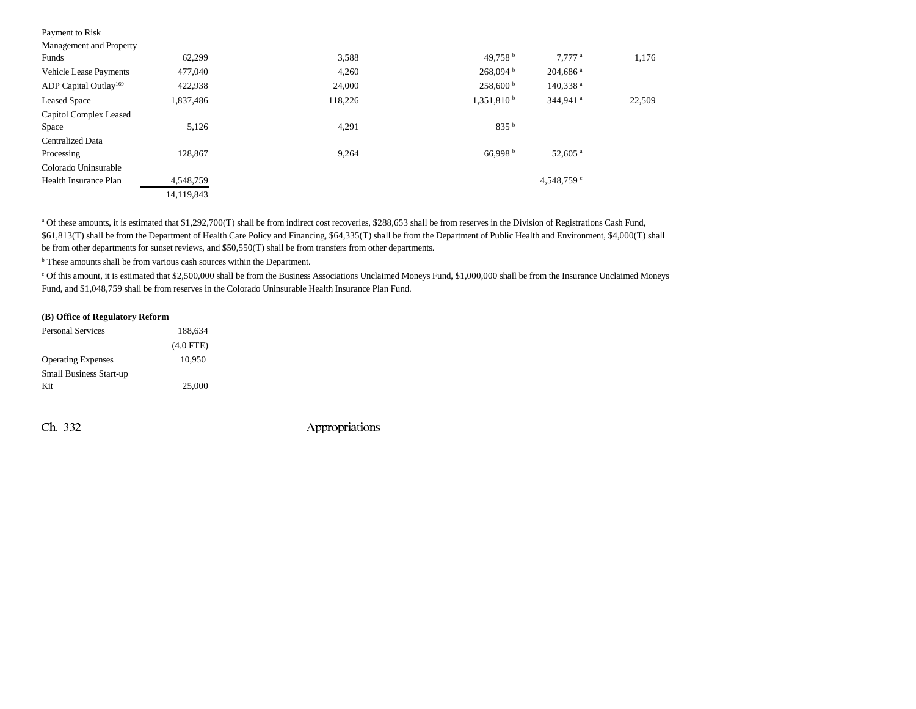| | | | | | | |
|---|---|---|---|---|---|---|
| Payment to Risk Management and Property Funds | 62,299 | | 3,588 | 49,758[b] | 7,777[a] | 1,176 |
| Vehicle Lease Payments | 477,040 | | 4,260 | 268,094[b] | 204,686[a] | |
| ADP Capital Outlay[169] | 422,938 | | 24,000 | 258,600[b] | 140,338[a] | |
| Leased Space | 1,837,486 | | 118,226 | 1,351,810[b] | 344,941[a] | 22,509 |
| Capitol Complex Leased Space | 5,126 | | 4,291 | 835[b] | | |
| Centralized Data Processing | 128,867 | | 9,264 | 66,998[b] | 52,605[a] | |
| Colorado Uninsurable Health Insurance Plan | 4,548,759 | | | | 4,548,759[c] | |
| | 14,119,843 | | | | | |

[a] Of these amounts, it is estimated that $1,292,700(T) shall be from indirect cost recoveries, $288,653 shall be from reserves in the Division of Registrations Cash Fund, $61,813(T) shall be from the Department of Health Care Policy and Financing, $64,335(T) shall be from the Department of Public Health and Environment, $4,000(T) shall be from other departments for sunset reviews, and $50,550(T) shall be from transfers from other departments.

[b] These amounts shall be from various cash sources within the Department.

[c] Of this amount, it is estimated that $2,500,000 shall be from the Business Associations Unclaimed Moneys Fund, $1,000,000 shall be from the Insurance Unclaimed Moneys Fund, and $1,048,759 shall be from reserves in the Colorado Uninsurable Health Insurance Plan Fund.

**(B) Office of Regulatory Reform**

| | |
|---|---|
| Personal Services | 188,634 |
| | (4.0 FTE) |
| Operating Expenses | 10,950 |
| Small Business Start-up Kit | 25,000 |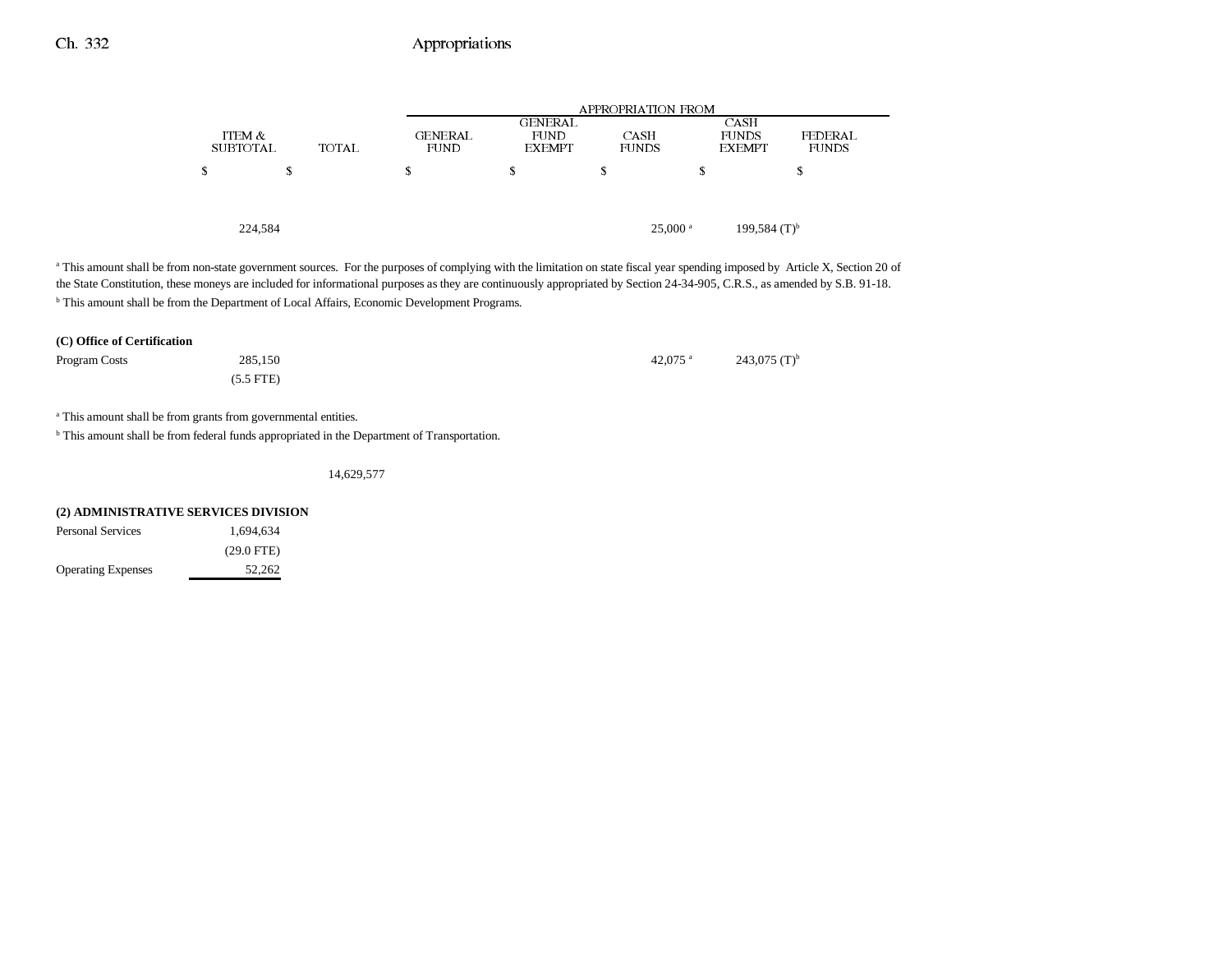| | ITEM & SUBTOTAL | TOTAL | APPROPRIATION FROM GENERAL FUND | GENERAL FUND EXEMPT | CASH FUNDS | CASH FUNDS EXEMPT | FEDERAL FUNDS |
|---|---|---|---|---|---|---|---|
| | $ | $ | $ | $ | $ | $ | $ |
| | 224,584 | | | | 25,000 [a] | 199,584 (T)[b] | |

[a] This amount shall be from non-state government sources. For the purposes of complying with the limitation on state fiscal year spending imposed by Article X, Section 20 of the State Constitution, these moneys are included for informational purposes as they are continuously appropriated by Section 24-34-905, C.R.S., as amended by S.B. 91-18.

[b] This amount shall be from the Department of Local Affairs, Economic Development Programs.

**(C) Office of Certification**

| | ITEM & SUBTOTAL | TOTAL | GENERAL FUND | GENERAL FUND EXEMPT | CASH FUNDS | CASH FUNDS EXEMPT | FEDERAL FUNDS |
|---|---|---|---|---|---|---|---|
| Program Costs | 285,150 | | | | 42,075 [a] | 243,075 (T)[b] | |
| | (5.5 FTE) | | | | | | |

[a] This amount shall be from grants from governmental entities.

[b] This amount shall be from federal funds appropriated in the Department of Transportation.

| | ITEM & SUBTOTAL | TOTAL | GENERAL FUND | GENERAL FUND EXEMPT | CASH FUNDS | CASH FUNDS EXEMPT | FEDERAL FUNDS |
|---|---|---|---|---|---|---|---|
| | | 14,629,577 | | | | | |

**(2) ADMINISTRATIVE SERVICES DIVISION**

| | ITEM & SUBTOTAL | TOTAL | GENERAL FUND | GENERAL FUND EXEMPT | CASH FUNDS | CASH FUNDS EXEMPT | FEDERAL FUNDS |
|---|---|---|---|---|---|---|---|
| Personal Services | 1,694,634 | | | | | | |
| | (29.0 FTE) | | | | | | |
| Operating Expenses | 52,262 | | | | | | |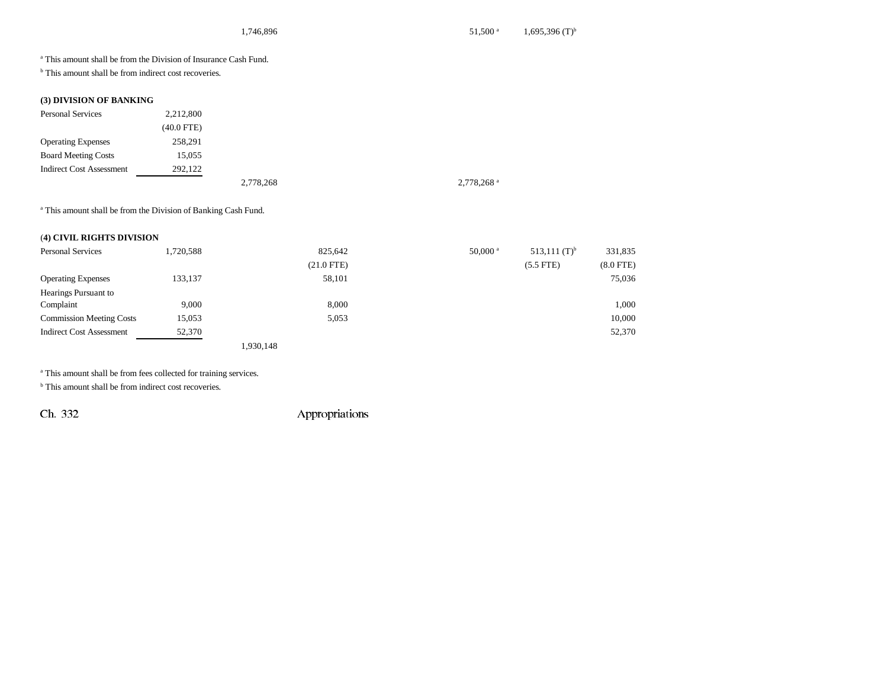| | | | | | | |
|---|---|---|---|---|---|---|
| | | 1,746,896 | | 51,500[a] | 1,695,396 (T)[b] | |

[a] This amount shall be from the Division of Insurance Cash Fund.

[b] This amount shall be from indirect cost recoveries.

**(3) DIVISION OF BANKING**

| | | | | | | |
|---|---|---|---|---|---|---|
| Personal Services | 2,212,800 | | | | | |
| | (40.0 FTE) | | | | | |
| Operating Expenses | 258,291 | | | | | |
| Board Meeting Costs | 15,055 | | | | | |
| Indirect Cost Assessment | 292,122 | | | | | |
| | | 2,778,268 | | 2,778,268[a] | | |

[a] This amount shall be from the Division of Banking Cash Fund.

**(4) CIVIL RIGHTS DIVISION**

| | | | | | | |
|---|---|---|---|---|---|---|
| Personal Services | 1,720,588 | | 825,642 | 50,000[a] | 513,111 (T)[b] | 331,835 |
| | | | (21.0 FTE) | | (5.5 FTE) | (8.0 FTE) |
| Operating Expenses | 133,137 | | 58,101 | | | 75,036 |
| Hearings Pursuant to Complaint | 9,000 | | 8,000 | | | 1,000 |
| Commission Meeting Costs | 15,053 | | 5,053 | | | 10,000 |
| Indirect Cost Assessment | 52,370 | | | | | 52,370 |
| | | 1,930,148 | | | | |

[a] This amount shall be from fees collected for training services.

[b] This amount shall be from indirect cost recoveries.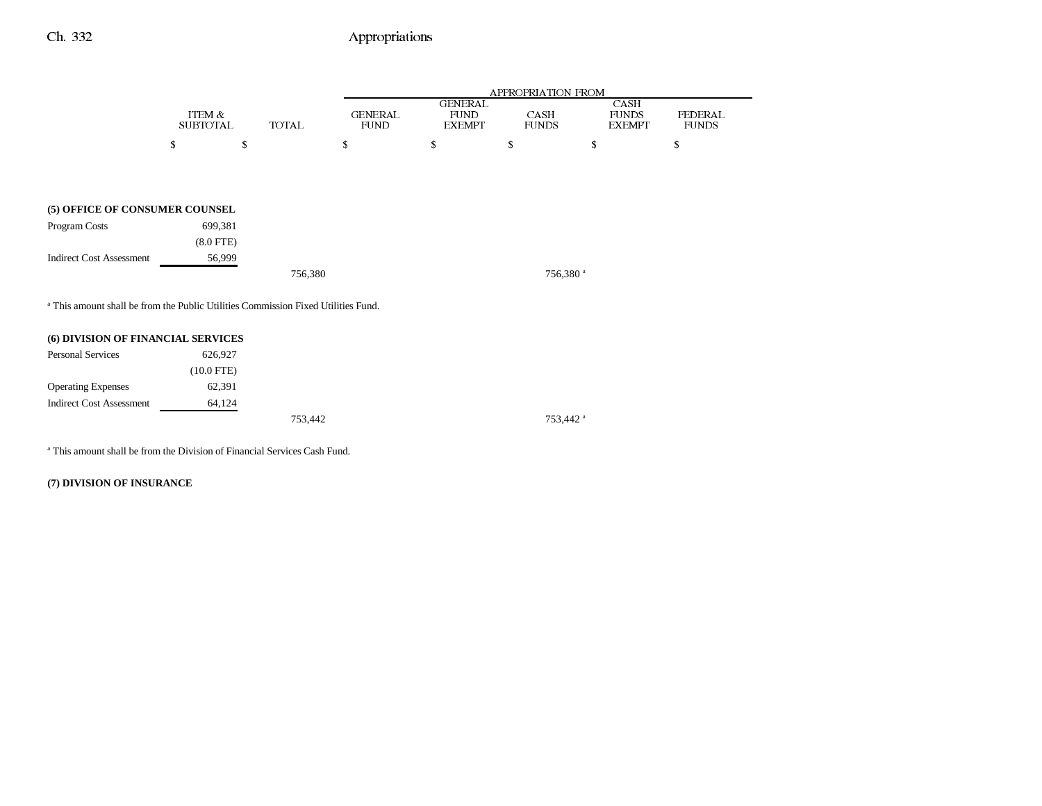| | ITEM & SUBTOTAL | TOTAL | APPROPRIATION FROM GENERAL FUND | GENERAL FUND EXEMPT | CASH FUNDS | CASH FUNDS EXEMPT | FEDERAL FUNDS |
|---|---|---|---|---|---|---|---|
| | $ | $ | $ | $ | $ | $ | $ |
| **(5) OFFICE OF CONSUMER COUNSEL** | | | | | | | |
| Program Costs | 699,381 | | | | | | |
| | (8.0 FTE) | | | | | | |
| Indirect Cost Assessment | 56,999 | | | | | | |
| | | 756,380 | | | 756,380 [a] | | |

[a] This amount shall be from the Public Utilities Commission Fixed Utilities Fund.

| | ITEM & SUBTOTAL | TOTAL | GENERAL FUND | GENERAL FUND EXEMPT | CASH FUNDS | CASH FUNDS EXEMPT | FEDERAL FUNDS |
|---|---|---|---|---|---|---|---|
| **(6) DIVISION OF FINANCIAL SERVICES** | | | | | | | |
| Personal Services | 626,927 | | | | | | |
| | (10.0 FTE) | | | | | | |
| Operating Expenses | 62,391 | | | | | | |
| Indirect Cost Assessment | 64,124 | | | | | | |
| | | 753,442 | | | 753,442 [a] | | |

[a] This amount shall be from the Division of Financial Services Cash Fund.

**(7) DIVISION OF INSURANCE**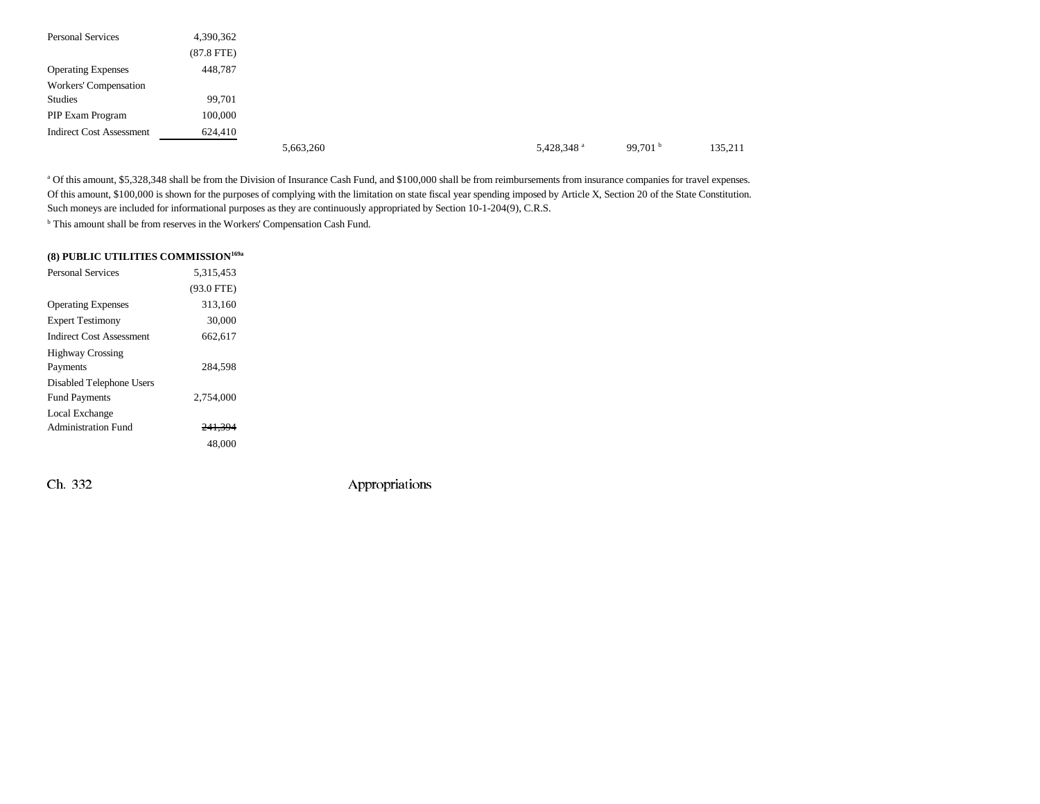| | | | | | | | |
|---|---|---|---|---|---|---|---|
| Personal Services | 4,390,362 | | | | | | |
| | (87.8 FTE) | | | | | | |
| Operating Expenses | 448,787 | | | | | | |
| Workers' Compensation Studies | 99,701 | | | | | | |
| PIP Exam Program | 100,000 | | | | | | |
| Indirect Cost Assessment | 624,410 | | | | | | |
| | | 5,663,260 | | | 5,428,348[a] | 99,701[b] | 135,211 |

[a] Of this amount, $5,328,348 shall be from the Division of Insurance Cash Fund, and $100,000 shall be from reimbursements from insurance companies for travel expenses. Of this amount, $100,000 is shown for the purposes of complying with the limitation on state fiscal year spending imposed by Article X, Section 20 of the State Constitution. Such moneys are included for informational purposes as they are continuously appropriated by Section 10-1-204(9), C.R.S.

[b] This amount shall be from reserves in the Workers' Compensation Cash Fund.

**(8) PUBLIC UTILITIES COMMISSION**[169a]

| | |
|---|---|
| Personal Services | 5,315,453 |
| | (93.0 FTE) |
| Operating Expenses | 313,160 |
| Expert Testimony | 30,000 |
| Indirect Cost Assessment | 662,617 |
| Highway Crossing Payments | 284,598 |
| Disabled Telephone Users Fund Payments | 2,754,000 |
| Local Exchange Administration Fund | ~~241,394~~ |
| | 48,000 |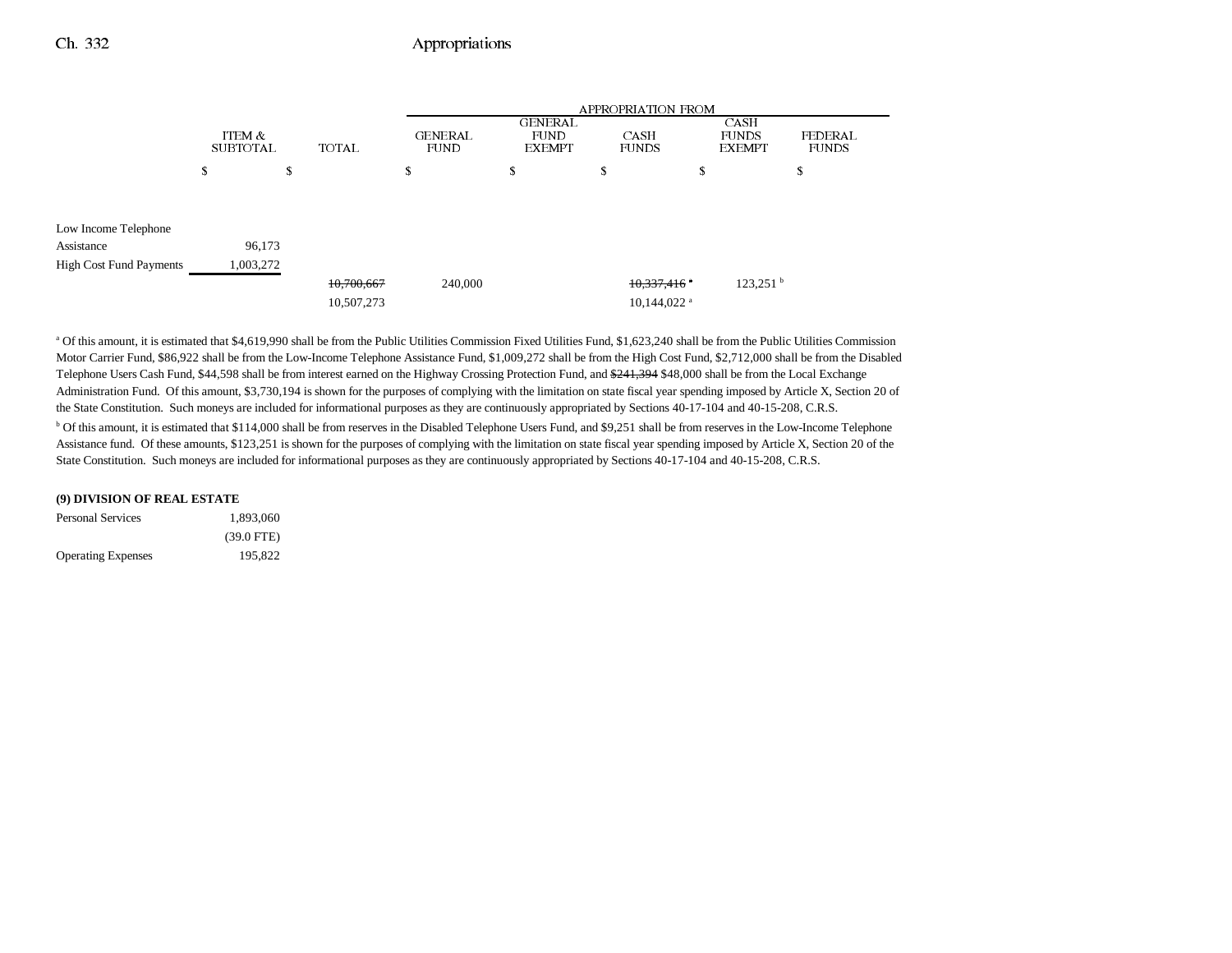| | ITEM & SUBTOTAL | TOTAL | APPROPRIATION FROM GENERAL FUND | GENERAL FUND EXEMPT | CASH FUNDS | CASH FUNDS EXEMPT | FEDERAL FUNDS |
|---|---|---|---|---|---|---|---|
| | $ | $ | $ | $ | $ | $ | $ |
| Low Income Telephone Assistance | 96,173 | | | | | | |
| High Cost Fund Payments | 1,003,272 | | | | | | |
| | | ~~10,700,667~~ | 240,000 | | ~~10,337,416~~ [a] | 123,251 [b] | |
| | | 10,507,273 | | | 10,144,022 [a] | | |

[a] Of this amount, it is estimated that $4,619,990 shall be from the Public Utilities Commission Fixed Utilities Fund, $1,623,240 shall be from the Public Utilities Commission Motor Carrier Fund, $86,922 shall be from the Low-Income Telephone Assistance Fund, $1,009,272 shall be from the High Cost Fund, $2,712,000 shall be from the Disabled Telephone Users Cash Fund, $44,598 shall be from interest earned on the Highway Crossing Protection Fund, and ~~$241,394~~ $48,000 shall be from the Local Exchange Administration Fund. Of this amount, $3,730,194 is shown for the purposes of complying with the limitation on state fiscal year spending imposed by Article X, Section 20 of the State Constitution. Such moneys are included for informational purposes as they are continuously appropriated by Sections 40-17-104 and 40-15-208, C.R.S.

[b] Of this amount, it is estimated that $114,000 shall be from reserves in the Disabled Telephone Users Fund, and $9,251 shall be from reserves in the Low-Income Telephone Assistance fund. Of these amounts, $123,251 is shown for the purposes of complying with the limitation on state fiscal year spending imposed by Article X, Section 20 of the State Constitution. Such moneys are included for informational purposes as they are continuously appropriated by Sections 40-17-104 and 40-15-208, C.R.S.

**(9) DIVISION OF REAL ESTATE**

| | ITEM & SUBTOTAL |
|---|---|
| Personal Services | 1,893,060 |
| | (39.0 FTE) |
| Operating Expenses | 195,822 |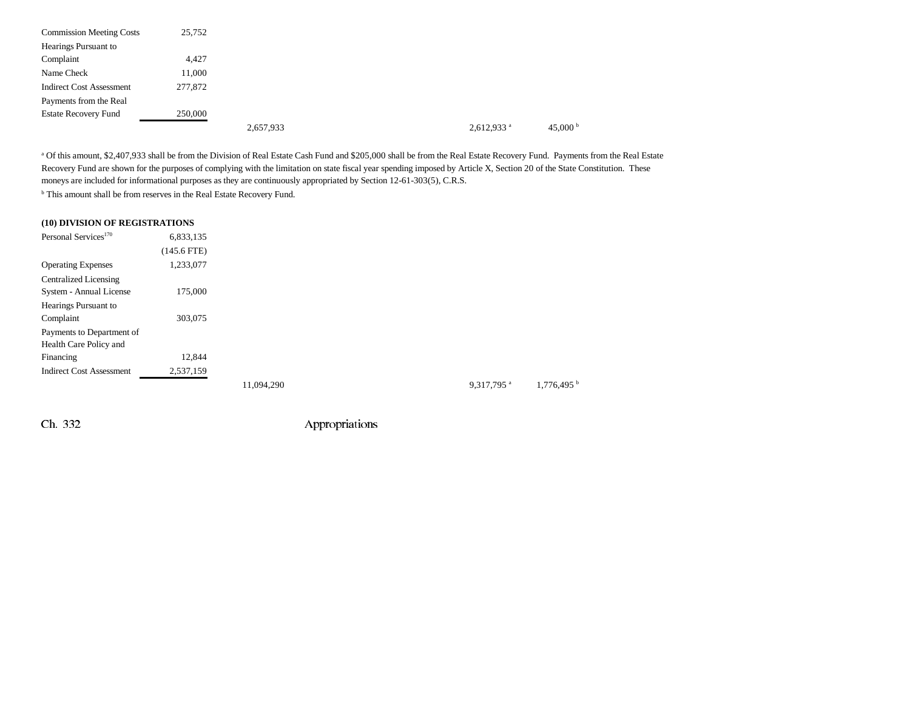| | | | | | |
|---|---|---|---|---|---|
| Commission Meeting Costs | 25,752 | | | | |
| Hearings Pursuant to Complaint | 4,427 | | | | |
| Name Check | 11,000 | | | | |
| Indirect Cost Assessment | 277,872 | | | | |
| Payments from the Real Estate Recovery Fund | 250,000 | | | | |
| | | 2,657,933 | | 2,612,933[a] | 45,000[b] |

[a] Of this amount, $2,407,933 shall be from the Division of Real Estate Cash Fund and $205,000 shall be from the Real Estate Recovery Fund. Payments from the Real Estate Recovery Fund are shown for the purposes of complying with the limitation on state fiscal year spending imposed by Article X, Section 20 of the State Constitution. These moneys are included for informational purposes as they are continuously appropriated by Section 12-61-303(5), C.R.S.

[b] This amount shall be from reserves in the Real Estate Recovery Fund.

**(10) DIVISION OF REGISTRATIONS**

| | | | | | |
|---|---|---|---|---|---|
| Personal Services[170] | 6,833,135 | | | | |
| | (145.6 FTE) | | | | |
| Operating Expenses | 1,233,077 | | | | |
| Centralized Licensing System - Annual License | 175,000 | | | | |
| Hearings Pursuant to Complaint | 303,075 | | | | |
| Payments to Department of Health Care Policy and Financing | 12,844 | | | | |
| Indirect Cost Assessment | 2,537,159 | | | | |
| | | 11,094,290 | | 9,317,795[a] | 1,776,495[b] |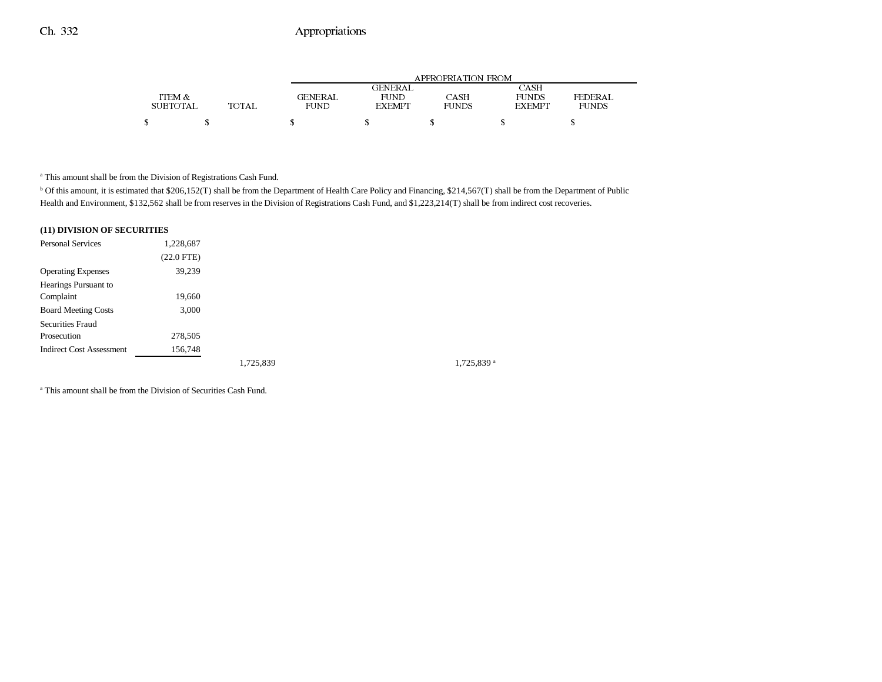| | ITEM & SUBTOTAL | TOTAL | GENERAL FUND | GENERAL FUND EXEMPT | CASH FUNDS | CASH FUNDS EXEMPT | FEDERAL FUNDS |
|---|---|---|---|---|---|---|---|
| | $ | $ | $ | $ | $ | $ | $ |

[a] This amount shall be from the Division of Registrations Cash Fund.

[b] Of this amount, it is estimated that $206,152(T) shall be from the Department of Health Care Policy and Financing, $214,567(T) shall be from the Department of Public Health and Environment, $132,562 shall be from reserves in the Division of Registrations Cash Fund, and $1,223,214(T) shall be from indirect cost recoveries.

**(11) DIVISION OF SECURITIES**

| | ITEM & SUBTOTAL | TOTAL | GENERAL FUND | GENERAL FUND EXEMPT | CASH FUNDS | CASH FUNDS EXEMPT | FEDERAL FUNDS |
|---|---|---|---|---|---|---|---|
| Personal Services | 1,228,687 | | | | | | |
| | (22.0 FTE) | | | | | | |
| Operating Expenses | 39,239 | | | | | | |
| Hearings Pursuant to Complaint | 19,660 | | | | | | |
| Board Meeting Costs | 3,000 | | | | | | |
| Securities Fraud Prosecution | 278,505 | | | | | | |
| Indirect Cost Assessment | 156,748 | | | | | | |
| | | 1,725,839 | | | 1,725,839[a] | | |

[a] This amount shall be from the Division of Securities Cash Fund.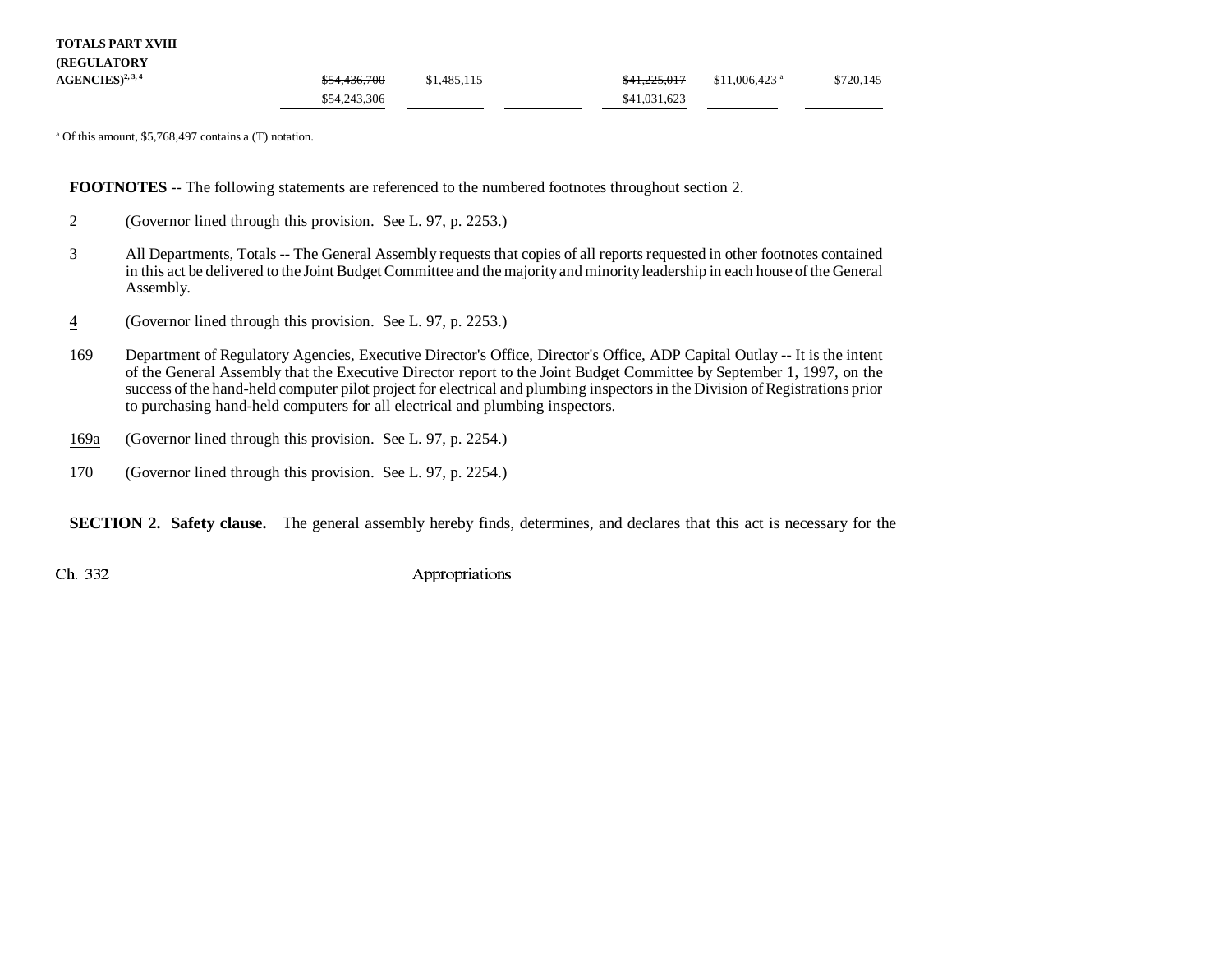| | | | | | | |
|---|---|---|---|---|---|---|
| **TOTALS PART XVIII (REGULATORY AGENCIES)**[2, 3, 4] | ~~$54,436,700~~ $54,243,306 | $1,485,115 | | ~~$41,225,017~~ $41,031,623 | $11,006,423[a] | $720,145 |

[a] Of this amount, $5,768,497 contains a (T) notation.

**FOOTNOTES** -- The following statements are referenced to the numbered footnotes throughout section 2.

2 (Governor lined through this provision. See L. 97, p. 2253.)

3 All Departments, Totals -- The General Assembly requests that copies of all reports requested in other footnotes contained in this act be delivered to the Joint Budget Committee and the majority and minority leadership in each house of the General Assembly.

4 (Governor lined through this provision. See L. 97, p. 2253.)

169 Department of Regulatory Agencies, Executive Director's Office, Director's Office, ADP Capital Outlay -- It is the intent of the General Assembly that the Executive Director report to the Joint Budget Committee by September 1, 1997, on the success of the hand-held computer pilot project for electrical and plumbing inspectors in the Division of Registrations prior to purchasing hand-held computers for all electrical and plumbing inspectors.

169a (Governor lined through this provision. See L. 97, p. 2254.)

170 (Governor lined through this provision. See L. 97, p. 2254.)

**SECTION 2. Safety clause.** The general assembly hereby finds, determines, and declares that this act is necessary for the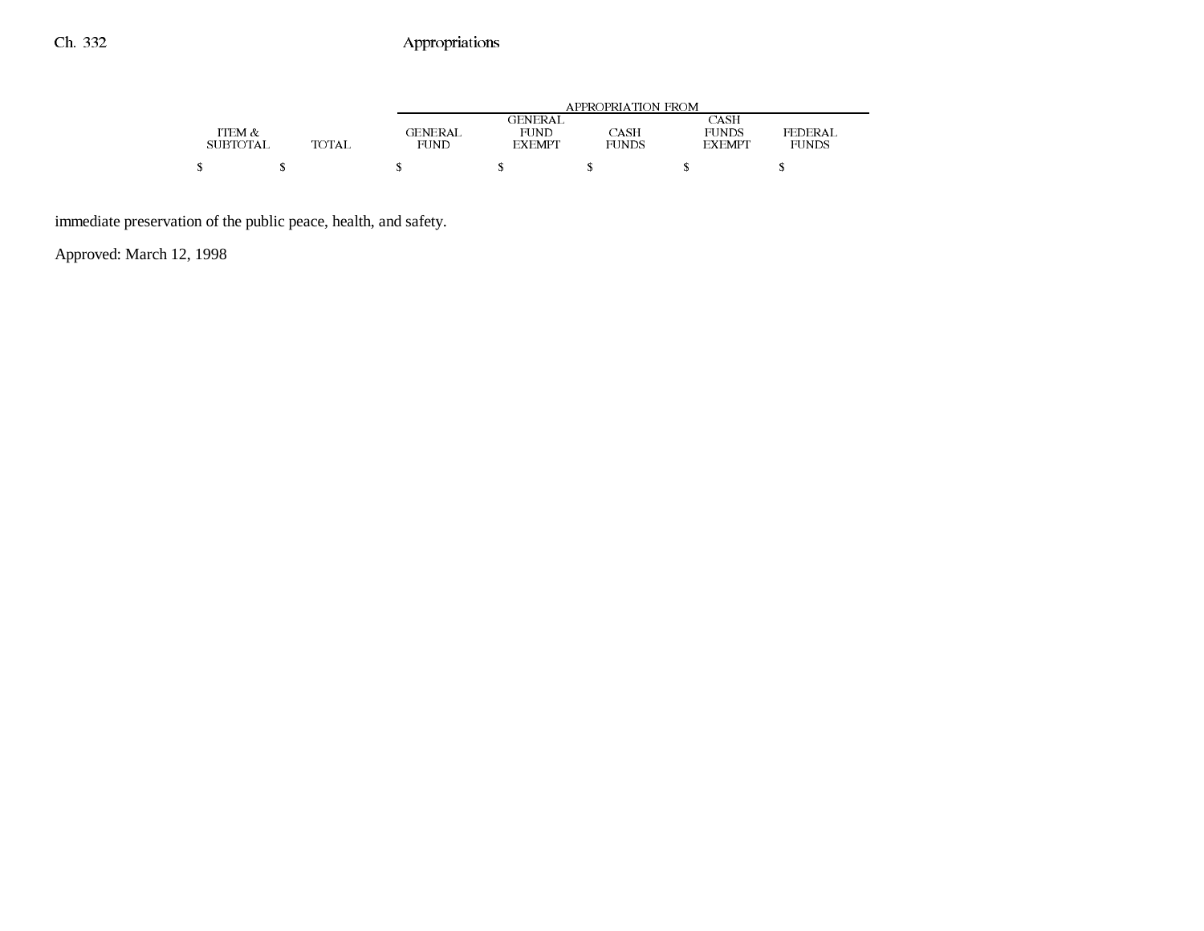| ITEM & SUBTOTAL | TOTAL | GENERAL FUND | GENERAL FUND EXEMPT | CASH FUNDS | CASH FUNDS EXEMPT | FEDERAL FUNDS |
|---|---|---|---|---|---|---|
| $ | $ | $ | $ | $ | $ | $ |

immediate preservation of the public peace, health, and safety.

Approved: March 12, 1998